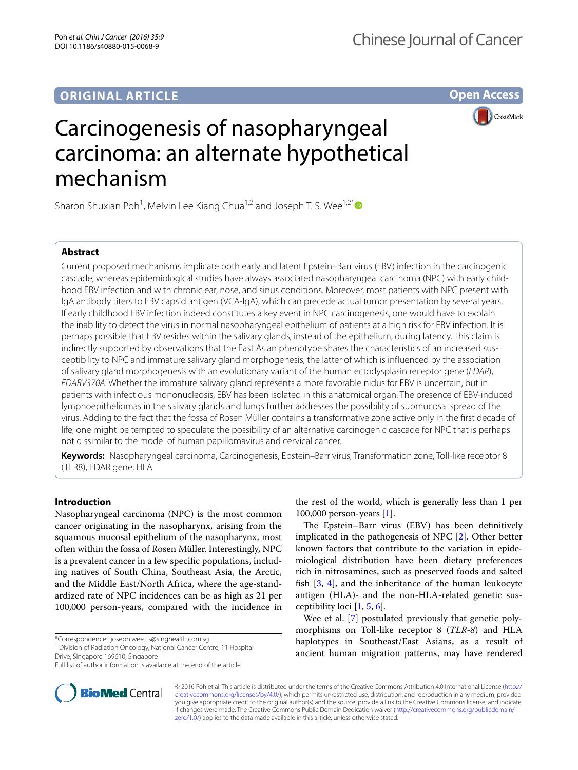ORIGINAL ARTICLE

Open Access

# Carcinogenesis of nasopharyngeal carcinoma: an alternate hypothetical mechanism

Sharon Shuxian Poh[1], Melvin Lee Kiang Chua[1,2] and Joseph T. S. Wee[1,2*]

## Abstract

Current proposed mechanisms implicate both early and latent Epstein–Barr virus (EBV) infection in the carcinogenic cascade, whereas epidemiological studies have always associated nasopharyngeal carcinoma (NPC) with early childhood EBV infection and with chronic ear, nose, and sinus conditions. Moreover, most patients with NPC present with IgA antibody titers to EBV capsid antigen (VCA-IgA), which can precede actual tumor presentation by several years. If early childhood EBV infection indeed constitutes a key event in NPC carcinogenesis, one would have to explain the inability to detect the virus in normal nasopharyngeal epithelium of patients at a high risk for EBV infection. It is perhaps possible that EBV resides within the salivary glands, instead of the epithelium, during latency. This claim is indirectly supported by observations that the East Asian phenotype shares the characteristics of an increased susceptibility to NPC and immature salivary gland morphogenesis, the latter of which is influenced by the association of salivary gland morphogenesis with an evolutionary variant of the human ectodysplasin receptor gene (*EDAR*), *EDARV370A*. Whether the immature salivary gland represents a more favorable nidus for EBV is uncertain, but in patients with infectious mononucleosis, EBV has been isolated in this anatomical organ. The presence of EBV-induced lymphoepitheliomas in the salivary glands and lungs further addresses the possibility of submucosal spread of the virus. Adding to the fact that the fossa of Rosen Müller contains a transformative zone active only in the first decade of life, one might be tempted to speculate the possibility of an alternative carcinogenic cascade for NPC that is perhaps not dissimilar to the model of human papillomavirus and cervical cancer.

**Keywords:** Nasopharyngeal carcinoma, Carcinogenesis, Epstein–Barr virus, Transformation zone, Toll-like receptor 8 (TLR8), EDAR gene, HLA

## Introduction

Nasopharyngeal carcinoma (NPC) is the most common cancer originating in the nasopharynx, arising from the squamous mucosal epithelium of the nasopharynx, most often within the fossa of Rosen Müller. Interestingly, NPC is a prevalent cancer in a few specific populations, including natives of South China, Southeast Asia, the Arctic, and the Middle East/North Africa, where the age-standardized rate of NPC incidences can be as high as 21 per 100,000 person-years, compared with the incidence in the rest of the world, which is generally less than 1 per 100,000 person-years [1].

The Epstein–Barr virus (EBV) has been definitively implicated in the pathogenesis of NPC [2]. Other better known factors that contribute to the variation in epidemiological distribution have been dietary preferences rich in nitrosamines, such as preserved foods and salted fish [3, 4], and the inheritance of the human leukocyte antigen (HLA)- and the non-HLA-related genetic susceptibility loci [1, 5, 6].

Wee et al. [7] postulated previously that genetic polymorphisms on Toll-like receptor 8 (*TLR-8*) and HLA haplotypes in Southeast/East Asians, as a result of ancient human migration patterns, may have rendered

*Correspondence: joseph.wee.t.s@singhealth.com.sg
[1] Division of Radiation Oncology, National Cancer Centre, 11 Hospital Drive, Singapore 169610, Singapore
Full list of author information is available at the end of the article

© 2016 Poh et al. This article is distributed under the terms of the Creative Commons Attribution 4.0 International License (http://creativecommons.org/licenses/by/4.0/), which permits unrestricted use, distribution, and reproduction in any medium, provided you give appropriate credit to the original author(s) and the source, provide a link to the Creative Commons license, and indicate if changes were made. The Creative Commons Public Domain Dedication waiver (http://creativecommons.org/publicdomain/zero/1.0/) applies to the data made available in this article, unless otherwise stated.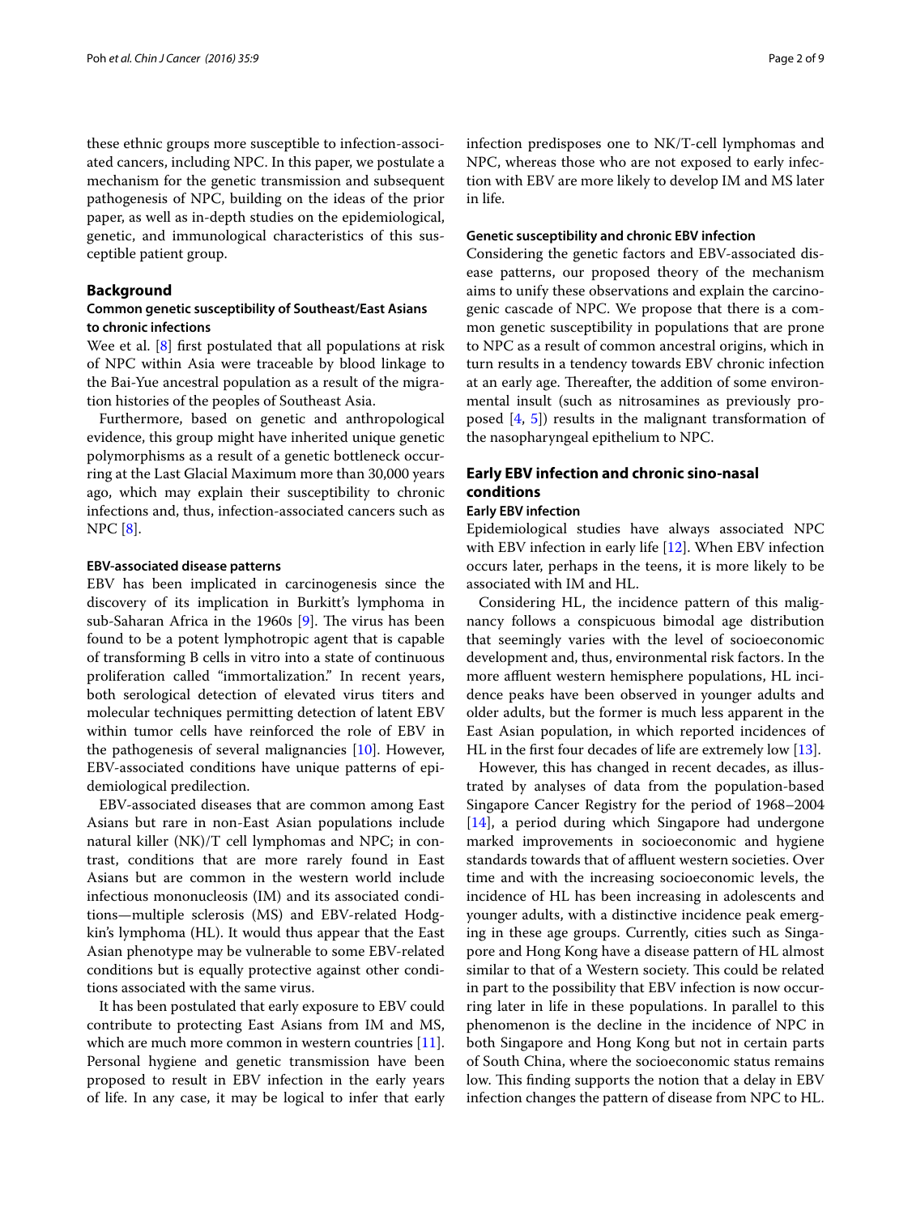these ethnic groups more susceptible to infection-associated cancers, including NPC. In this paper, we postulate a mechanism for the genetic transmission and subsequent pathogenesis of NPC, building on the ideas of the prior paper, as well as in-depth studies on the epidemiological, genetic, and immunological characteristics of this susceptible patient group.

## Background

### Common genetic susceptibility of Southeast/East Asians to chronic infections

Wee et al. [8] first postulated that all populations at risk of NPC within Asia were traceable by blood linkage to the Bai-Yue ancestral population as a result of the migration histories of the peoples of Southeast Asia.

Furthermore, based on genetic and anthropological evidence, this group might have inherited unique genetic polymorphisms as a result of a genetic bottleneck occurring at the Last Glacial Maximum more than 30,000 years ago, which may explain their susceptibility to chronic infections and, thus, infection-associated cancers such as NPC [8].

#### EBV-associated disease patterns

EBV has been implicated in carcinogenesis since the discovery of its implication in Burkitt's lymphoma in sub-Saharan Africa in the 1960s [9]. The virus has been found to be a potent lymphotropic agent that is capable of transforming B cells in vitro into a state of continuous proliferation called "immortalization." In recent years, both serological detection of elevated virus titers and molecular techniques permitting detection of latent EBV within tumor cells have reinforced the role of EBV in the pathogenesis of several malignancies [10]. However, EBV-associated conditions have unique patterns of epidemiological predilection.

EBV-associated diseases that are common among East Asians but rare in non-East Asian populations include natural killer (NK)/T cell lymphomas and NPC; in contrast, conditions that are more rarely found in East Asians but are common in the western world include infectious mononucleosis (IM) and its associated conditions—multiple sclerosis (MS) and EBV-related Hodgkin's lymphoma (HL). It would thus appear that the East Asian phenotype may be vulnerable to some EBV-related conditions but is equally protective against other conditions associated with the same virus.

It has been postulated that early exposure to EBV could contribute to protecting East Asians from IM and MS, which are much more common in western countries [11]. Personal hygiene and genetic transmission have been proposed to result in EBV infection in the early years of life. In any case, it may be logical to infer that early infection predisposes one to NK/T-cell lymphomas and NPC, whereas those who are not exposed to early infection with EBV are more likely to develop IM and MS later in life.

#### Genetic susceptibility and chronic EBV infection

Considering the genetic factors and EBV-associated disease patterns, our proposed theory of the mechanism aims to unify these observations and explain the carcinogenic cascade of NPC. We propose that there is a common genetic susceptibility in populations that are prone to NPC as a result of common ancestral origins, which in turn results in a tendency towards EBV chronic infection at an early age. Thereafter, the addition of some environmental insult (such as nitrosamines as previously proposed [4, 5]) results in the malignant transformation of the nasopharyngeal epithelium to NPC.

## Early EBV infection and chronic sino-nasal conditions

### Early EBV infection

Epidemiological studies have always associated NPC with EBV infection in early life [12]. When EBV infection occurs later, perhaps in the teens, it is more likely to be associated with IM and HL.

Considering HL, the incidence pattern of this malignancy follows a conspicuous bimodal age distribution that seemingly varies with the level of socioeconomic development and, thus, environmental risk factors. In the more affluent western hemisphere populations, HL incidence peaks have been observed in younger adults and older adults, but the former is much less apparent in the East Asian population, in which reported incidences of HL in the first four decades of life are extremely low [13].

However, this has changed in recent decades, as illustrated by analyses of data from the population-based Singapore Cancer Registry for the period of 1968–2004 [14], a period during which Singapore had undergone marked improvements in socioeconomic and hygiene standards towards that of affluent western societies. Over time and with the increasing socioeconomic levels, the incidence of HL has been increasing in adolescents and younger adults, with a distinctive incidence peak emerging in these age groups. Currently, cities such as Singapore and Hong Kong have a disease pattern of HL almost similar to that of a Western society. This could be related in part to the possibility that EBV infection is now occurring later in life in these populations. In parallel to this phenomenon is the decline in the incidence of NPC in both Singapore and Hong Kong but not in certain parts of South China, where the socioeconomic status remains low. This finding supports the notion that a delay in EBV infection changes the pattern of disease from NPC to HL.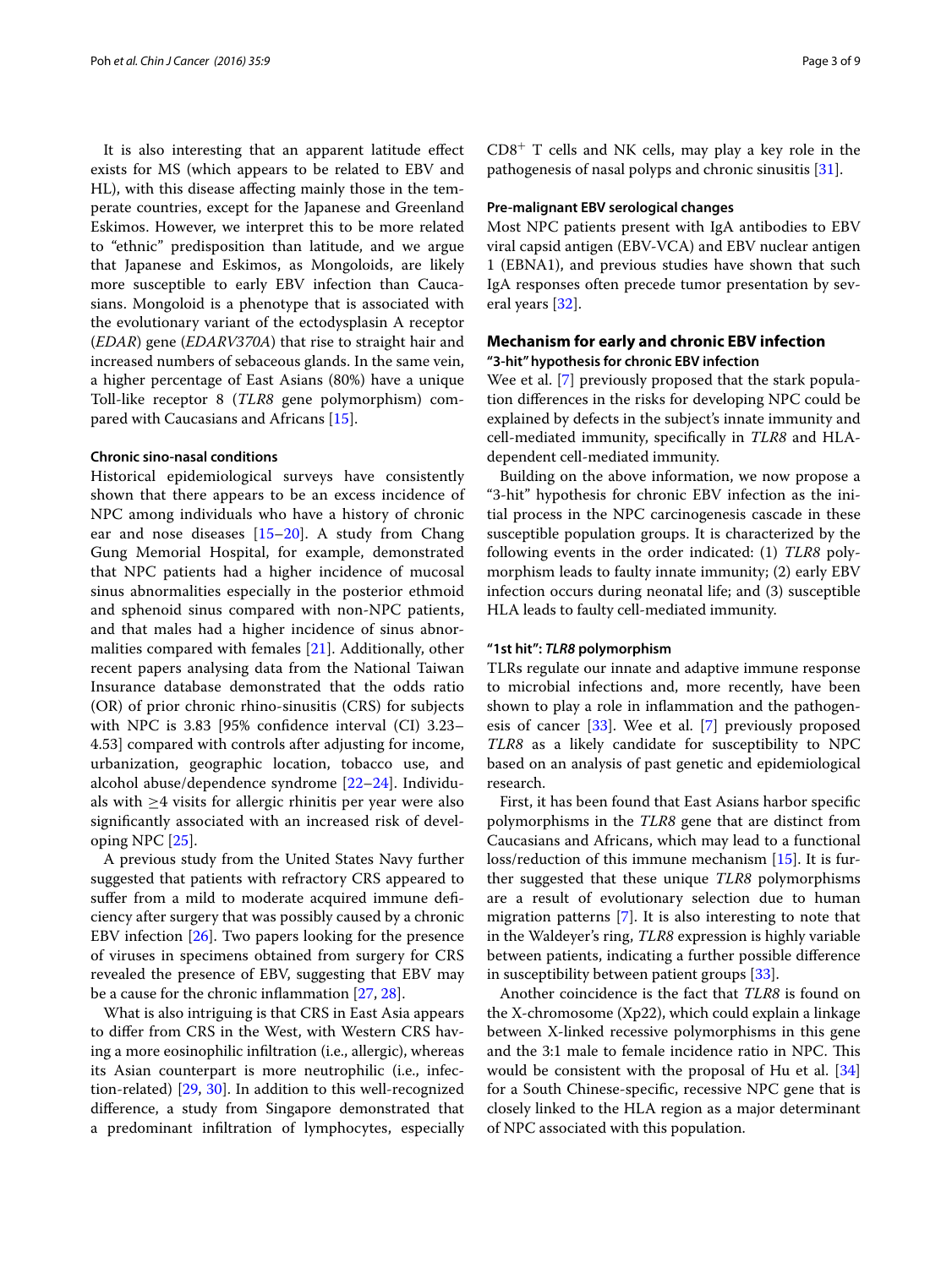It is also interesting that an apparent latitude effect exists for MS (which appears to be related to EBV and HL), with this disease affecting mainly those in the temperate countries, except for the Japanese and Greenland Eskimos. However, we interpret this to be more related to "ethnic" predisposition than latitude, and we argue that Japanese and Eskimos, as Mongoloids, are likely more susceptible to early EBV infection than Caucasians. Mongoloid is a phenotype that is associated with the evolutionary variant of the ectodysplasin A receptor (*EDAR*) gene (*EDARV370A*) that rise to straight hair and increased numbers of sebaceous glands. In the same vein, a higher percentage of East Asians (80%) have a unique Toll-like receptor 8 (*TLR8* gene polymorphism) compared with Caucasians and Africans [15].

#### Chronic sino-nasal conditions

Historical epidemiological surveys have consistently shown that there appears to be an excess incidence of NPC among individuals who have a history of chronic ear and nose diseases [15–20]. A study from Chang Gung Memorial Hospital, for example, demonstrated that NPC patients had a higher incidence of mucosal sinus abnormalities especially in the posterior ethmoid and sphenoid sinus compared with non-NPC patients, and that males had a higher incidence of sinus abnormalities compared with females [21]. Additionally, other recent papers analysing data from the National Taiwan Insurance database demonstrated that the odds ratio (OR) of prior chronic rhino-sinusitis (CRS) for subjects with NPC is 3.83 [95% confidence interval (CI) 3.23–4.53] compared with controls after adjusting for income, urbanization, geographic location, tobacco use, and alcohol abuse/dependence syndrome [22–24]. Individuals with $\geq 4$ visits for allergic rhinitis per year were also significantly associated with an increased risk of developing NPC [25].

A previous study from the United States Navy further suggested that patients with refractory CRS appeared to suffer from a mild to moderate acquired immune deficiency after surgery that was possibly caused by a chronic EBV infection [26]. Two papers looking for the presence of viruses in specimens obtained from surgery for CRS revealed the presence of EBV, suggesting that EBV may be a cause for the chronic inflammation [27, 28].

What is also intriguing is that CRS in East Asia appears to differ from CRS in the West, with Western CRS having a more eosinophilic infiltration (i.e., allergic), whereas its Asian counterpart is more neutrophilic (i.e., infection-related) [29, 30]. In addition to this well-recognized difference, a study from Singapore demonstrated that a predominant infiltration of lymphocytes, especially $CD8^{+}$ T cells and NK cells, may play a key role in the pathogenesis of nasal polyps and chronic sinusitis [31].

#### Pre-malignant EBV serological changes

Most NPC patients present with IgA antibodies to EBV viral capsid antigen (EBV-VCA) and EBV nuclear antigen 1 (EBNA1), and previous studies have shown that such IgA responses often precede tumor presentation by several years [32].

## Mechanism for early and chronic EBV infection

### "3-hit" hypothesis for chronic EBV infection

Wee et al. [7] previously proposed that the stark population differences in the risks for developing NPC could be explained by defects in the subject's innate immunity and cell-mediated immunity, specifically in *TLR8* and HLA-dependent cell-mediated immunity.

Building on the above information, we now propose a "3-hit" hypothesis for chronic EBV infection as the initial process in the NPC carcinogenesis cascade in these susceptible population groups. It is characterized by the following events in the order indicated: (1) *TLR8* polymorphism leads to faulty innate immunity; (2) early EBV infection occurs during neonatal life; and (3) susceptible HLA leads to faulty cell-mediated immunity.

#### "1st hit": *TLR8* polymorphism

TLRs regulate our innate and adaptive immune response to microbial infections and, more recently, have been shown to play a role in inflammation and the pathogenesis of cancer [33]. Wee et al. [7] previously proposed *TLR8* as a likely candidate for susceptibility to NPC based on an analysis of past genetic and epidemiological research.

First, it has been found that East Asians harbor specific polymorphisms in the *TLR8* gene that are distinct from Caucasians and Africans, which may lead to a functional loss/reduction of this immune mechanism [15]. It is further suggested that these unique *TLR8* polymorphisms are a result of evolutionary selection due to human migration patterns [7]. It is also interesting to note that in the Waldeyer's ring, *TLR8* expression is highly variable between patients, indicating a further possible difference in susceptibility between patient groups [33].

Another coincidence is the fact that *TLR8* is found on the X-chromosome (Xp22), which could explain a linkage between X-linked recessive polymorphisms in this gene and the 3:1 male to female incidence ratio in NPC. This would be consistent with the proposal of Hu et al. [34] for a South Chinese-specific, recessive NPC gene that is closely linked to the HLA region as a major determinant of NPC associated with this population.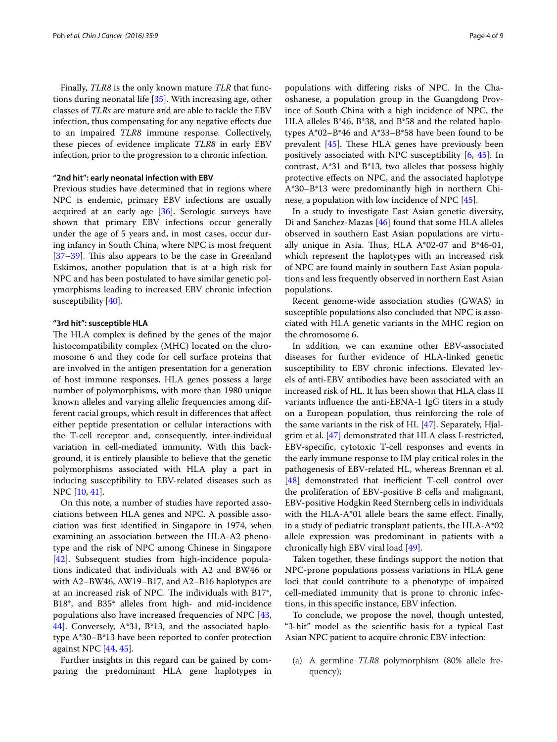Finally, *TLR8* is the only known mature *TLR* that functions during neonatal life [35]. With increasing age, other classes of *TLRs* are mature and are able to tackle the EBV infection, thus compensating for any negative effects due to an impaired *TLR8* immune response. Collectively, these pieces of evidence implicate *TLR8* in early EBV infection, prior to the progression to a chronic infection.

#### "2nd hit": early neonatal infection with EBV

Previous studies have determined that in regions where NPC is endemic, primary EBV infections are usually acquired at an early age [36]. Serologic surveys have shown that primary EBV infections occur generally under the age of 5 years and, in most cases, occur during infancy in South China, where NPC is most frequent [37–39]. This also appears to be the case in Greenland Eskimos, another population that is at a high risk for NPC and has been postulated to have similar genetic polymorphisms leading to increased EBV chronic infection susceptibility [40].

#### "3rd hit": susceptible HLA

The HLA complex is defined by the genes of the major histocompatibility complex (MHC) located on the chromosome 6 and they code for cell surface proteins that are involved in the antigen presentation for a generation of host immune responses. HLA genes possess a large number of polymorphisms, with more than 1980 unique known alleles and varying allelic frequencies among different racial groups, which result in differences that affect either peptide presentation or cellular interactions with the T-cell receptor and, consequently, inter-individual variation in cell-mediated immunity. With this background, it is entirely plausible to believe that the genetic polymorphisms associated with HLA play a part in inducing susceptibility to EBV-related diseases such as NPC [10, 41].

On this note, a number of studies have reported associations between HLA genes and NPC. A possible association was first identified in Singapore in 1974, when examining an association between the HLA-A2 phenotype and the risk of NPC among Chinese in Singapore [42]. Subsequent studies from high-incidence populations indicated that individuals with A2 and BW46 or with A2–BW46, AW19–B17, and A2–B16 haplotypes are at an increased risk of NPC. The individuals with B17*, B18*, and B35* alleles from high- and mid-incidence populations also have increased frequencies of NPC [43, 44]. Conversely, A*31, B*13, and the associated haplotype A*30–B*13 have been reported to confer protection against NPC [44, 45].

Further insights in this regard can be gained by comparing the predominant HLA gene haplotypes in populations with differing risks of NPC. In the Chaoshanese, a population group in the Guangdong Province of South China with a high incidence of NPC, the HLA alleles B*46, B*38, and B*58 and the related haplotypes A*02–B*46 and A*33–B*58 have been found to be prevalent [45]. These HLA genes have previously been positively associated with NPC susceptibility [6, 45]. In contrast, A*31 and B*13, two alleles that possess highly protective effects on NPC, and the associated haplotype A*30–B*13 were predominantly high in northern Chinese, a population with low incidence of NPC [45].

In a study to investigate East Asian genetic diversity, Di and Sanchez-Mazas [46] found that some HLA alleles observed in southern East Asian populations are virtually unique in Asia. Thus, HLA A*02-07 and B*46-01, which represent the haplotypes with an increased risk of NPC are found mainly in southern East Asian populations and less frequently observed in northern East Asian populations.

Recent genome-wide association studies (GWAS) in susceptible populations also concluded that NPC is associated with HLA genetic variants in the MHC region on the chromosome 6.

In addition, we can examine other EBV-associated diseases for further evidence of HLA-linked genetic susceptibility to EBV chronic infections. Elevated levels of anti-EBV antibodies have been associated with an increased risk of HL. It has been shown that HLA class II variants influence the anti-EBNA-1 IgG titers in a study on a European population, thus reinforcing the role of the same variants in the risk of HL [47]. Separately, Hjalgrim et al. [47] demonstrated that HLA class I-restricted, EBV-specific, cytotoxic T-cell responses and events in the early immune response to IM play critical roles in the pathogenesis of EBV-related HL, whereas Brennan et al. [48] demonstrated that inefficient T-cell control over the proliferation of EBV-positive B cells and malignant, EBV-positive Hodgkin Reed Sternberg cells in individuals with the HLA-A*01 allele bears the same effect. Finally, in a study of pediatric transplant patients, the HLA-A*02 allele expression was predominant in patients with a chronically high EBV viral load [49].

Taken together, these findings support the notion that NPC-prone populations possess variations in HLA gene loci that could contribute to a phenotype of impaired cell-mediated immunity that is prone to chronic infections, in this specific instance, EBV infection.

To conclude, we propose the novel, though untested, "3-hit" model as the scientific basis for a typical East Asian NPC patient to acquire chronic EBV infection:

(a) A germline *TLR8* polymorphism (80% allele frequency);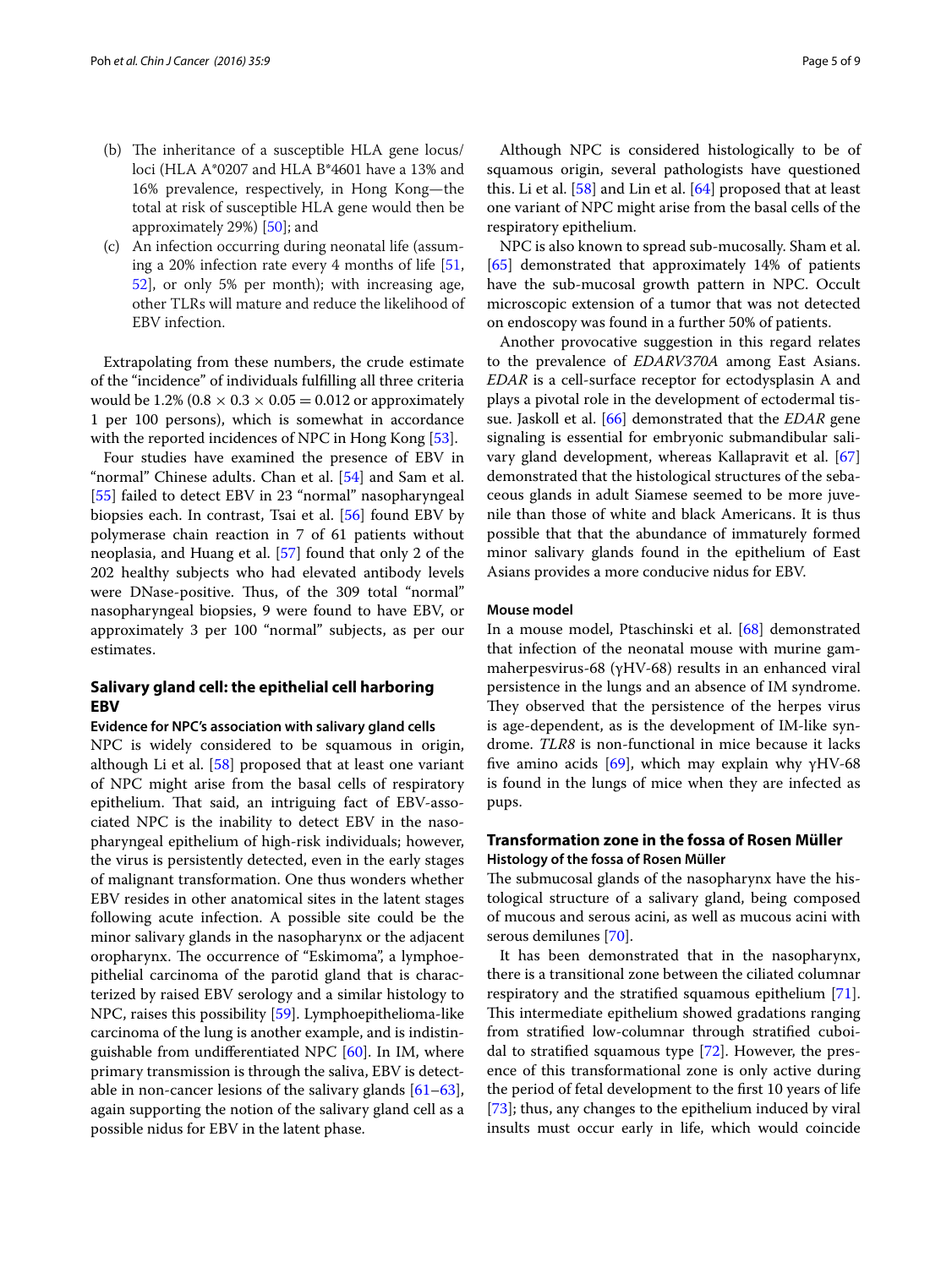(b) The inheritance of a susceptible HLA gene locus/loci (HLA A*0207 and HLA B*4601 have a 13% and 16% prevalence, respectively, in Hong Kong—the total at risk of susceptible HLA gene would then be approximately 29%) [50]; and

(c) An infection occurring during neonatal life (assuming a 20% infection rate every 4 months of life [51, 52], or only 5% per month); with increasing age, other TLRs will mature and reduce the likelihood of EBV infection.

Extrapolating from these numbers, the crude estimate of the "incidence" of individuals fulfilling all three criteria would be 1.2% ($0.8 \times 0.3 \times 0.05 = 0.012$ or approximately 1 per 100 persons), which is somewhat in accordance with the reported incidences of NPC in Hong Kong [53].

Four studies have examined the presence of EBV in "normal" Chinese adults. Chan et al. [54] and Sam et al. [55] failed to detect EBV in 23 "normal" nasopharyngeal biopsies each. In contrast, Tsai et al. [56] found EBV by polymerase chain reaction in 7 of 61 patients without neoplasia, and Huang et al. [57] found that only 2 of the 202 healthy subjects who had elevated antibody levels were DNase-positive. Thus, of the 309 total "normal" nasopharyngeal biopsies, 9 were found to have EBV, or approximately 3 per 100 "normal" subjects, as per our estimates.

## Salivary gland cell: the epithelial cell harboring EBV

### Evidence for NPC's association with salivary gland cells

NPC is widely considered to be squamous in origin, although Li et al. [58] proposed that at least one variant of NPC might arise from the basal cells of respiratory epithelium. That said, an intriguing fact of EBV-associated NPC is the inability to detect EBV in the nasopharyngeal epithelium of high-risk individuals; however, the virus is persistently detected, even in the early stages of malignant transformation. One thus wonders whether EBV resides in other anatomical sites in the latent stages following acute infection. A possible site could be the minor salivary glands in the nasopharynx or the adjacent oropharynx. The occurrence of "Eskimoma", a lymphoepithelial carcinoma of the parotid gland that is characterized by raised EBV serology and a similar histology to NPC, raises this possibility [59]. Lymphoepithelioma-like carcinoma of the lung is another example, and is indistinguishable from undifferentiated NPC [60]. In IM, where primary transmission is through the saliva, EBV is detectable in non-cancer lesions of the salivary glands [61–63], again supporting the notion of the salivary gland cell as a possible nidus for EBV in the latent phase.

Although NPC is considered histologically to be of squamous origin, several pathologists have questioned this. Li et al. [58] and Lin et al. [64] proposed that at least one variant of NPC might arise from the basal cells of the respiratory epithelium.

NPC is also known to spread sub-mucosally. Sham et al. [65] demonstrated that approximately 14% of patients have the sub-mucosal growth pattern in NPC. Occult microscopic extension of a tumor that was not detected on endoscopy was found in a further 50% of patients.

Another provocative suggestion in this regard relates to the prevalence of *EDARV370A* among East Asians. *EDAR* is a cell-surface receptor for ectodysplasin A and plays a pivotal role in the development of ectodermal tissue. Jaskoll et al. [66] demonstrated that the *EDAR* gene signaling is essential for embryonic submandibular salivary gland development, whereas Kallapravit et al. [67] demonstrated that the histological structures of the sebaceous glands in adult Siamese seemed to be more juvenile than those of white and black Americans. It is thus possible that that the abundance of immaturely formed minor salivary glands found in the epithelium of East Asians provides a more conducive nidus for EBV.

### Mouse model

In a mouse model, Ptaschinski et al. [68] demonstrated that infection of the neonatal mouse with murine gammaherpesvirus-68 (γHV-68) results in an enhanced viral persistence in the lungs and an absence of IM syndrome. They observed that the persistence of the herpes virus is age-dependent, as is the development of IM-like syndrome. *TLR8* is non-functional in mice because it lacks five amino acids [69], which may explain why γHV-68 is found in the lungs of mice when they are infected as pups.

## Transformation zone in the fossa of Rosen Müller

### Histology of the fossa of Rosen Müller

The submucosal glands of the nasopharynx have the histological structure of a salivary gland, being composed of mucous and serous acini, as well as mucous acini with serous demilunes [70].

It has been demonstrated that in the nasopharynx, there is a transitional zone between the ciliated columnar respiratory and the stratified squamous epithelium [71]. This intermediate epithelium showed gradations ranging from stratified low-columnar through stratified cuboidal to stratified squamous type [72]. However, the presence of this transformational zone is only active during the period of fetal development to the first 10 years of life [73]; thus, any changes to the epithelium induced by viral insults must occur early in life, which would coincide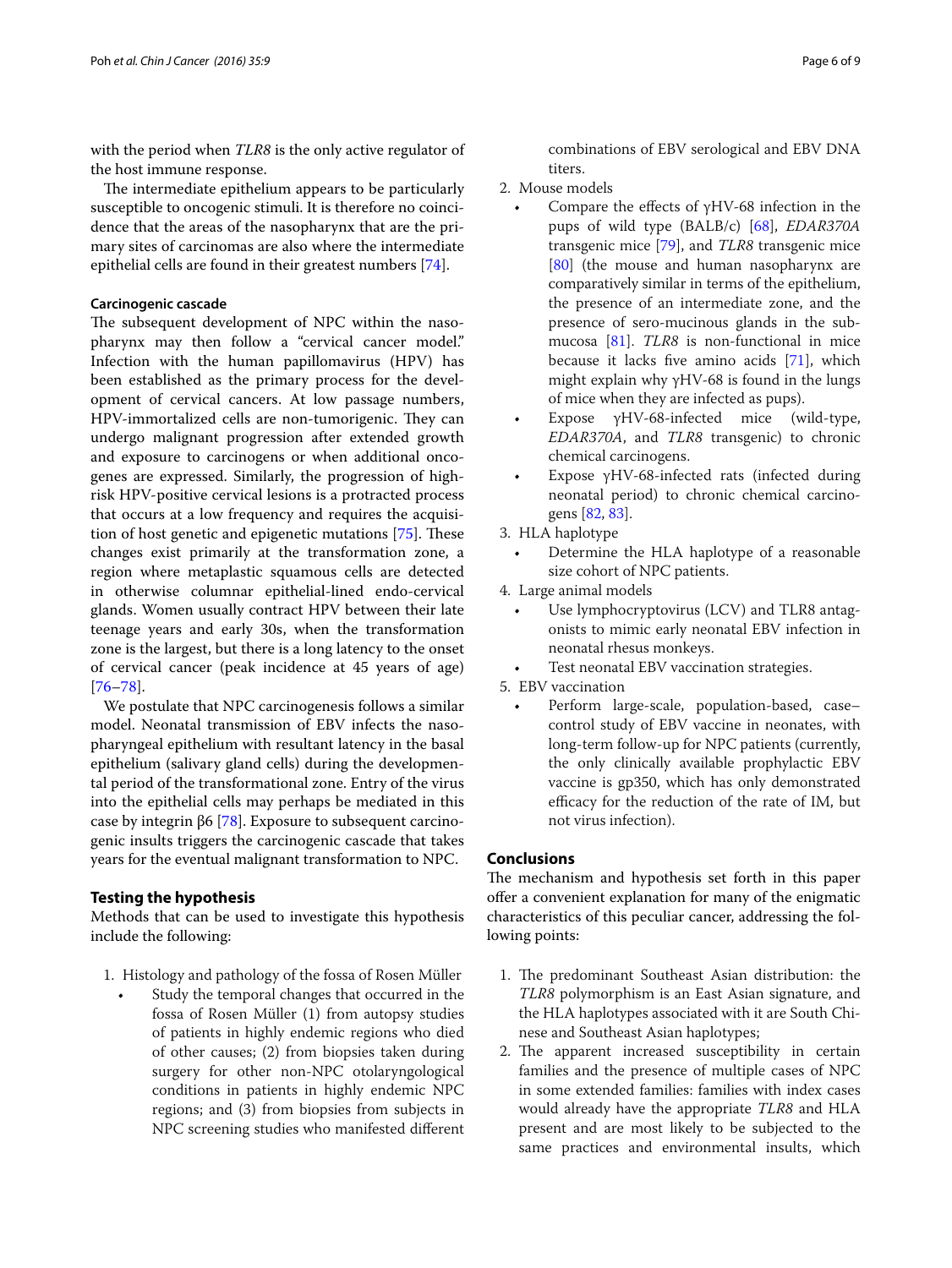with the period when *TLR8* is the only active regulator of the host immune response.

The intermediate epithelium appears to be particularly susceptible to oncogenic stimuli. It is therefore no coincidence that the areas of the nasopharynx that are the primary sites of carcinomas are also where the intermediate epithelial cells are found in their greatest numbers [74].

#### Carcinogenic cascade

The subsequent development of NPC within the nasopharynx may then follow a "cervical cancer model." Infection with the human papillomavirus (HPV) has been established as the primary process for the development of cervical cancers. At low passage numbers, HPV-immortalized cells are non-tumorigenic. They can undergo malignant progression after extended growth and exposure to carcinogens or when additional oncogenes are expressed. Similarly, the progression of high-risk HPV-positive cervical lesions is a protracted process that occurs at a low frequency and requires the acquisition of host genetic and epigenetic mutations [75]. These changes exist primarily at the transformation zone, a region where metaplastic squamous cells are detected in otherwise columnar epithelial-lined endo-cervical glands. Women usually contract HPV between their late teenage years and early 30s, when the transformation zone is the largest, but there is a long latency to the onset of cervical cancer (peak incidence at 45 years of age) [76–78].

We postulate that NPC carcinogenesis follows a similar model. Neonatal transmission of EBV infects the nasopharyngeal epithelium with resultant latency in the basal epithelium (salivary gland cells) during the developmental period of the transformational zone. Entry of the virus into the epithelial cells may perhaps be mediated in this case by integrin β6 [78]. Exposure to subsequent carcinogenic insults triggers the carcinogenic cascade that takes years for the eventual malignant transformation to NPC.

## Testing the hypothesis

Methods that can be used to investigate this hypothesis include the following:

1. Histology and pathology of the fossa of Rosen Müller
   - Study the temporal changes that occurred in the fossa of Rosen Müller (1) from autopsy studies of patients in highly endemic regions who died of other causes; (2) from biopsies taken during surgery for other non-NPC otolaryngological conditions in patients in highly endemic NPC regions; and (3) from biopsies from subjects in NPC screening studies who manifested different combinations of EBV serological and EBV DNA titers.
2. Mouse models
   - Compare the effects of γHV-68 infection in the pups of wild type (BALB/c) [68], *EDAR370A* transgenic mice [79], and *TLR8* transgenic mice [80] (the mouse and human nasopharynx are comparatively similar in terms of the epithelium, the presence of an intermediate zone, and the presence of sero-mucinous glands in the submucosa [81]. *TLR8* is non-functional in mice because it lacks five amino acids [71], which might explain why γHV-68 is found in the lungs of mice when they are infected as pups).
   - Expose γHV-68-infected mice (wild-type, *EDAR370A*, and *TLR8* transgenic) to chronic chemical carcinogens.
   - Expose γHV-68-infected rats (infected during neonatal period) to chronic chemical carcinogens [82, 83].
3. HLA haplotype
   - Determine the HLA haplotype of a reasonable size cohort of NPC patients.
4. Large animal models
   - Use lymphocryptovirus (LCV) and TLR8 antagonists to mimic early neonatal EBV infection in neonatal rhesus monkeys.
   - Test neonatal EBV vaccination strategies.
5. EBV vaccination
   - Perform large-scale, population-based, case–control study of EBV vaccine in neonates, with long-term follow-up for NPC patients (currently, the only clinically available prophylactic EBV vaccine is gp350, which has only demonstrated efficacy for the reduction of the rate of IM, but not virus infection).

## Conclusions

The mechanism and hypothesis set forth in this paper offer a convenient explanation for many of the enigmatic characteristics of this peculiar cancer, addressing the following points:

1. The predominant Southeast Asian distribution: the *TLR8* polymorphism is an East Asian signature, and the HLA haplotypes associated with it are South Chinese and Southeast Asian haplotypes;
2. The apparent increased susceptibility in certain families and the presence of multiple cases of NPC in some extended families: families with index cases would already have the appropriate *TLR8* and HLA present and are most likely to be subjected to the same practices and environmental insults, which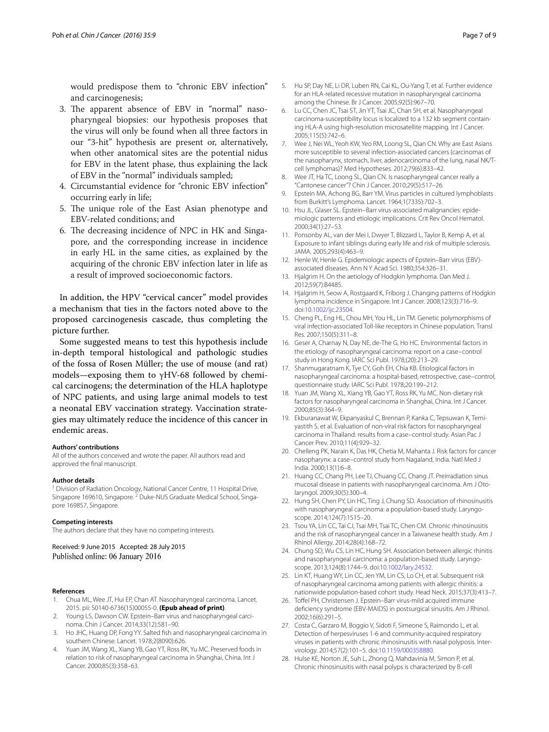would predispose them to "chronic EBV infection" and carcinogenesis;

3. The apparent absence of EBV in "normal" nasopharyngeal biopsies: our hypothesis proposes that the virus will only be found when all three factors in our "3-hit" hypothesis are present or, alternatively, when other anatomical sites are the potential nidus for EBV in the latent phase, thus explaining the lack of EBV in the "normal" individuals sampled;
4. Circumstantial evidence for "chronic EBV infection" occurring early in life;
5. The unique role of the East Asian phenotype and EBV-related conditions; and
6. The decreasing incidence of NPC in HK and Singapore, and the corresponding increase in incidence in early HL in the same cities, as explained by the acquiring of the chronic EBV infection later in life as a result of improved socioeconomic factors.

In addition, the HPV "cervical cancer" model provides a mechanism that ties in the factors noted above to the proposed carcinogenesis cascade, thus completing the picture further.

Some suggested means to test this hypothesis include in-depth temporal histological and pathologic studies of the fossa of Rosen Müller; the use of mouse (and rat) models—exposing them to γHV-68 followed by chemical carcinogens; the determination of the HLA haplotype of NPC patients, and using large animal models to test a neonatal EBV vaccination strategy. Vaccination strategies may ultimately reduce the incidence of this cancer in endemic areas.

**Authors' contributions**

All of the authors conceived and wrote the paper. All authors read and approved the final manuscript.

**Author details**

[1] Division of Radiation Oncology, National Cancer Centre, 11 Hospital Drive, Singapore 169610, Singapore. [2] Duke-NUS Graduate Medical School, Singapore 169857, Singapore.

**Competing interests**

The authors declare that they have no competing interests.

Received: 9 June 2015 Accepted: 28 July 2015
Published online: 06 January 2016

**References**

1. Chua ML, Wee JT, Hui EP, Chan AT. Nasopharyngeal carcinoma. Lancet. 2015. pii: S0140-6736(15)00055-0. **(Epub ahead of print)**.
2. Young LS, Dawson CW. Epstein–Barr virus and nasopharyngeal carcinoma. Chin J Cancer. 2014;33(12):581–90.
3. Ho JHC, Huang DP, Fong YY. Salted fish and nasopharyngeal carcinoma in southern Chinese. Lancet. 1978;2(8090):626.
4. Yuan JM, Wang XL, Xiang YB, Gao YT, Ross RK, Yu MC. Preserved foods in relation to risk of nasopharyngeal carcinoma in Shanghai, China. Int J Cancer. 2000;85(3):358–63.
5. Hu SP, Day NE, Li DR, Luben RN, Cai KL, Ou-Yang T, et al. Further evidence for an HLA-related recessive mutation in nasopharyngeal carcinoma among the Chinese. Br J Cancer. 2005;92(5):967–70.
6. Lu CC, Chen JC, Tsai ST, Jin YT, Tsai JC, Chan SH, et al. Nasopharyngeal carcinoma-susceptibility locus is localized to a 132 kb segment containing HLA-A using high-resolution microsatellite mapping. Int J Cancer. 2005;115(5):742–6.
7. Wee J, Nei WL, Yeoh KW, Yeo RM, Loong SL, Qian CN. Why are East Asians more susceptible to several infection-associated cancers (carcinomas of the nasopharynx, stomach, liver, adenocarcinoma of the lung, nasal NK/T-cell lymphomas)? Med Hypotheses. 2012;79(6):833–42.
8. Wee JT, Ha TC, Loong SL, Qian CN. Is nasopharyngeal cancer really a "Cantonese cancer"? Chin J Cancer. 2010;29(5):517–26.
9. Epstein MA, Achong BG, Barr YM. Virus particles in cultured lymphoblasts from Burkitt's Lymphoma. Lancet. 1964;1(7335):702–3.
10. Hsu JL, Glaser SL. Epstein–Barr virus-associated malignancies: epidemiologic patterns and etiologic implications. Crit Rev Oncol Hematol. 2000;34(1):27–53.
11. Ponsonby AL, van der Mei I, Dwyer T, Blizzard L, Taylor B, Kemp A, et al. Exposure to infant siblings during early life and risk of multiple sclerosis. JAMA. 2005;293(4):463–9.
12. Henle W, Henle G. Epidemiologic aspects of Epstein–Barr virus (EBV)-associated diseases. Ann N Y Acad Sci. 1980;354:326–31.
13. Hjalgrim H. On the aetiology of Hodgkin lymphoma. Dan Med J. 2012;59(7):B4485.
14. Hjalgrim H, Seow A, Rostgaard K, Friborg J. Changing patterns of Hodgkin lymphoma incidence in Singapore. Int J Cancer. 2008;123(3):716–9. doi:10.1002/ijc.23504.
15. Cheng PL, Eng HL, Chou MH, You HL, Lin TM. Genetic polymorphisms of viral infection-associated Toll-like receptors in Chinese population. Transl Res. 2007;150(5):311–8.
16. Geser A, Charnay N, Day NE, de-The G, Ho HC. Environmental factors in the etiology of nasopharyngeal carcinoma: report on a case–control study in Hong Kong. IARC Sci Publ. 1978;(20):213–29.
17. Shanmugaratnam K, Tye CY, Goh EH, Chia KB. Etiological factors in nasopharyngeal carcinoma: a hospital-based, retrospective, case–control, questionnaire study. IARC Sci Publ. 1978;20:199–212.
18. Yuan JM, Wang XL, Xiang YB, Gao YT, Ross RK, Yu MC. Non-dietary risk factors for nasopharyngeal carcinoma in Shanghai, China. Int J Cancer. 2000;85(3):364–9.
19. Ekburanawat W, Ekpanyaskul C, Brennan P, Kanka C, Tepsuwan K, Temiyastith S, et al. Evaluation of non-viral risk factors for nasopharyngeal carcinoma in Thailand: results from a case–control study. Asian Pac J Cancer Prev. 2010;11(4):929–32.
20. Chelleng PK, Narain K, Das HK, Chetia M, Mahanta J. Risk factors for cancer nasopharynx: a case–control study from Nagaland, India. Natl Med J India. 2000;13(1):6–8.
21. Huang CC, Chang PH, Lee TJ, Chuang CC, Chang JT. Preirradiation sinus mucosal disease in patients with nasopharyngeal carcinoma. Am J Otolaryngol. 2009;30(5):300–4.
22. Hung SH, Chen PY, Lin HC, Ting J, Chung SD. Association of rhinosinusitis with nasopharyngeal carcinoma: a population-based study. Laryngoscope. 2014;124(7):1515–20.
23. Tsou YA, Lin CC, Tai CJ, Tsai MH, Tsai TC, Chen CM. Chronic rhinosinusitis and the risk of nasopharyngeal cancer in a Taiwanese health study. Am J Rhinol Allergy. 2014;28(4):168–72.
24. Chung SD, Wu CS, Lin HC, Hung SH. Association between allergic rhinitis and nasopharyngeal carcinoma: a population-based study. Laryngoscope. 2013;124(8):1744–9. doi:10.1002/lary.24532.
25. Lin KT, Huang WY, Lin CC, Jen YM, Lin CS, Lo CH, et al. Subsequent risk of nasopharyngeal carcinoma among patients with allergic rhinitis: a nationwide population-based cohort study. Head Neck. 2015;37(3):413–7.
26. Toffel PH, Christensen J. Epstein–Barr virus-mild acquired immune deficiency syndrome (EBV-MAIDS) in postsurgical sinusitis. Am J Rhinol. 2002;16(6):291–5.
27. Costa C, Garzaro M, Boggio V, Sidoti F, Simeone S, Raimondo L, et al. Detection of herpesviruses 1-6 and community-acquired respiratory viruses in patients with chronic rhinosinusitis with nasal polyposis. Intervirology. 2014;57(2):101–5. doi:10.1159/000358880.
28. Hulse KE, Norton JE, Suh L, Zhong Q, Mahdavinia M, Simon P, et al. Chronic rhinosinusitis with nasal polyps is characterized by B-cell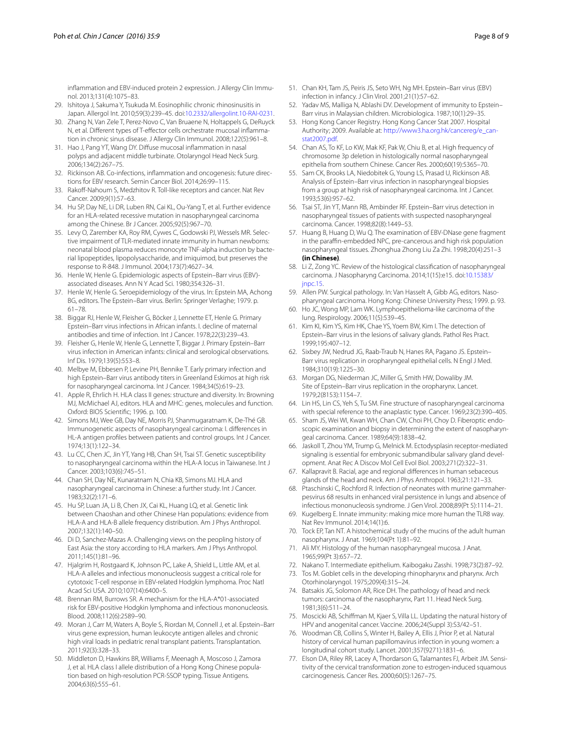inflammation and EBV-induced protein 2 expression. J Allergy Clin Immunol. 2013;131(4):1075–83.

29. Ishitoya J, Sakuma Y, Tsukuda M. Eosinophilic chronic rhinosinusitis in Japan. Allergol Int. 2010;59(3):239–45. doi:10.2332/allergolint.10-RAI-0231.
30. Zhang N, Van Zele T, Perez-Novo C, Van Bruaene N, Holtappels G, DeRuyck N, et al. Different types of T-effector cells orchestrate mucosal inflammation in chronic sinus disease. J Allergy Clin Immunol. 2008;122(5):961–8.
31. Hao J, Pang YT, Wang DY. Diffuse mucosal inflammation in nasal polyps and adjacent middle turbinate. Otolaryngol Head Neck Surg. 2006;134(2):267–75.
32. Rickinson AB. Co-infections, inflammation and oncogenesis: future directions for EBV research. Semin Cancer Biol. 2014;26:99–115.
33. Rakoff-Nahoum S, Medzhitov R. Toll-like receptors and cancer. Nat Rev Cancer. 2009;9(1):57–63.
34. Hu SP, Day NE, Li DR, Luben RN, Cai KL, Ou-Yang T, et al. Further evidence for an HLA-related recessive mutation in nasopharyngeal carcinoma among the Chinese. Br J Cancer. 2005;92(5):967–70.
35. Levy O, Zarember KA, Roy RM, Cywes C, Godowski PJ, Wessels MR. Selective impairment of TLR-mediated innate immunity in human newborns: neonatal blood plasma reduces monocyte TNF-alpha induction by bacterial lipopeptides, lipopolysaccharide, and imiquimod, but preserves the response to R-848. J Immunol. 2004;173(7):4627–34.
36. Henle W, Henle G. Epidemiologic aspects of Epstein–Barr virus (EBV)-associated diseases. Ann N Y Acad Sci. 1980;354:326–31.
37. Henle W, Henle G. Seroepidemiology of the virus. In: Epstein MA, Achong BG, editors. The Epstein–Barr virus. Berlin: Springer Verlaghe; 1979. p. 61–78.
38. Biggar RJ, Henle W, Fleisher G, Böcker J, Lennette ET, Henle G. Primary Epstein–Barr virus infections in African infants. I. decline of maternal antibodies and time of infection. Int J Cancer. 1978;22(3):239–43.
39. Fleisher G, Henle W, Henle G, Lennette T, Biggar J. Primary Epstein–Barr virus infection in American infants: clinical and serological observations. Inf Dis. 1979;139(5):553–8.
40. Melbye M, Ebbesen P, Levine PH, Bennike T. Early primary infection and high Epstein–Barr virus antibody titers in Greenland Eskimos at high risk for nasopharyngeal carcinoma. Int J Cancer. 1984;34(5):619–23.
41. Apple R, Ehrlich H. HLA class II genes: structure and diversity. In: Browning MJ, McMichael AJ, editors. HLA and MHC: genes, molecules and function. Oxford: BIOS Scientific; 1996. p. 100.
42. Simons MJ, Wee GB, Day NE, Morris PJ, Shanmugaratnam K, De-Thé GB. Immunogenetic aspects of nasopharyngeal carcinoma: I. differences in HL-A antigen profiles between patients and control groups. Int J Cancer. 1974;13(1):122–34.
43. Lu CC, Chen JC, Jin YT, Yang HB, Chan SH, Tsai ST. Genetic susceptibility to nasopharyngeal carcinoma within the HLA-A locus in Taiwanese. Int J Cancer. 2003;103(6):745–51.
44. Chan SH, Day NE, Kunaratnam N, Chia KB, Simons MJ. HLA and nasopharyngeal carcinoma in Chinese: a further study. Int J Cancer. 1983;32(2):171–6.
45. Hu SP, Luan JA, Li B, Chen JX, Cai KL, Huang LQ, et al. Genetic link between Chaoshan and other Chinese Han populations: evidence from HLA-A and HLA-B allele frequency distribution. Am J Phys Anthropol. 2007;132(1):140–50.
46. Di D, Sanchez-Mazas A. Challenging views on the peopling history of East Asia: the story according to HLA markers. Am J Phys Anthropol. 2011;145(1):81–96.
47. Hjalgrim H, Rostgaard K, Johnson PC, Lake A, Shield L, Little AM, et al. HLA-A alleles and infectious mononucleosis suggest a critical role for cytotoxic T-cell response in EBV-related Hodgkin lymphoma. Proc Natl Acad Sci USA. 2010;107(14):6400–5.
48. Brennan RM, Burrows SR. A mechanism for the HLA-A*01-associated risk for EBV-positive Hodgkin lymphoma and infectious mononucleosis. Blood. 2008;112(6):2589–90.
49. Moran J, Carr M, Waters A, Boyle S, Riordan M, Connell J, et al. Epstein–Barr virus gene expression, human leukocyte antigen alleles and chronic high viral loads in pediatric renal transplant patients. Transplantation. 2011;92(3):328–33.
50. Middleton D, Hawkins BR, Williams F, Meenagh A, Moscoso J, Zamora J, et al. HLA class I allele distribution of a Hong Kong Chinese population based on high-resolution PCR-SSOP typing. Tissue Antigens. 2004;63(6):555–61.
51. Chan KH, Tam JS, Peiris JS, Seto WH, Ng MH. Epstein–Barr virus (EBV) infection in infancy. J Clin Virol. 2001;21(1):57–62.
52. Yadav MS, Malliga N, Ablashi DV. Development of immunity to Epstein–Barr virus in Malaysian children. Microbiologica. 1987;10(1):29–35.
53. Hong Kong Cancer Registry. Hong Kong Cancer Stat 2007. Hospital Authority; 2009. Available at: http://www3.ha.org.hk/cancereg/e_canstat2007.pdf.
54. Chan AS, To KF, Lo KW, Mak KF, Pak W, Chiu B, et al. High frequency of chromosome 3p deletion in histologically normal nasopharyngeal epithelia from southern Chinese. Cancer Res. 2000;60(19):5365–70.
55. Sam CK, Brooks LA, Niedobitek G, Young LS, Prasad U, Rickinson AB. Analysis of Epstein–Barr virus infection in nasopharyngeal biopsies from a group at high risk of nasopharyngeal carcinoma. Int J Cancer. 1993;53(6):957–62.
56. Tsai ST, Jin YT, Mann RB, Ambinder RF. Epstein–Barr virus detection in nasopharyngeal tissues of patients with suspected nasopharyngeal carcinoma. Cancer. 1998;82(8):1449–53.
57. Huang B, Huang D, Wu Q. The examination of EBV-DNase gene fragment in the paraffin-embedded NPC, pre-cancerous and high risk population nasopharyngeal tissues. Zhonghua Zhong Liu Za Zhi. 1998;20(4):251–3 **(in Chinese)**.
58. Li Z, Zong YC. Review of the histological classification of nasopharyngeal carcinoma. J Nasopharyng Carcinoma. 2014;1(15):e15. doi:10.15383/jnpc.15.
59. Allen PW. Surgical pathology. In: Van Hasselt A, Gibb AG, editors. Nasopharyngeal carcinoma. Hong Kong: Chinese University Press; 1999. p. 93.
60. Ho JC, Wong MP, Lam WK. Lymphoepithelioma-like carcinoma of the lung. Respirology. 2006;11(5):539–45.
61. Kim KI, Kim YS, Kim HK, Chae YS, Yoem BW, Kim I. The detection of Epstein–Barr virus in the lesions of salivary glands. Pathol Res Pract. 1999;195:407–12.
62. Sixbey JW, Nedrud JG, Raab-Traub N, Hanes RA, Pagano JS. Epstein–Barr virus replication in oropharyngeal epithelial cells. N Engl J Med. 1984;310(19):1225–30.
63. Morgan DG, Niederman JC, Miller G, Smith HW, Dowaliby JM. Site of Epstein–Barr virus replication in the oropharynx. Lancet. 1979;2(8153):1154–7.
64. Lin HS, Lin CS, Yeh S, Tu SM. Fine structure of nasopharyngeal carcinoma with special reference to the anaplastic type. Cancer. 1969;23(2):390–405.
65. Sham JS, Wei WI, Kwan WH, Chan CW, Choi PH, Choy D. Fiberoptic endoscopic examination and biopsy in determining the extent of nasopharyngeal carcinoma. Cancer. 1989;64(9):1838–42.
66. Jaskoll T, Zhou YM, Trump G, Melnick M. Ectodysplasin receptor-mediated signaling is essential for embryonic submandibular salivary gland development. Anat Rec A Discov Mol Cell Evol Biol. 2003;271(2):322–31.
67. Kallapravit B. Racial, age and regional differences in human sebaceous glands of the head and neck. Am J Phys Anthropol. 1963;21:121–33.
68. Ptaschinski C, Rochford R. Infection of neonates with murine gammaherpesvirus 68 results in enhanced viral persistence in lungs and absence of infectious mononucleosis syndrome. J Gen Virol. 2008;89(Pt 5):1114–21.
69. Kugelberg E. Innate immunity: making mice more human the TLR8 way. Nat Rev Immunol. 2014;14(1):6.
70. Tock EP, Tan NT. A histochemical study of the mucins of the adult human nasopharynx. J Anat. 1969;104(Pt 1):81–92.
71. Ali MY. Histology of the human nasopharyngeal mucosa. J Anat. 1965;99(Pt 3):657–72.
72. Nakano T. Intermediate epithelium. Kaibogaku Zasshi. 1998;73(2):87–92.
73. Tos M. Goblet cells in the developing rhinopharynx and pharynx. Arch Otorhinolaryngol. 1975;209(4):315–24.
74. Batsakis JG, Solomon AR, Rice DH. The pathology of head and neck tumors: carcinoma of the nasopharynx, Part 11. Head Neck Surg. 1981;3(6):511–24.
75. Moscicki AB, Schiffman M, Kjaer S, Villa LL. Updating the natural history of HPV and anogenital cancer. Vaccine. 2006;24(Suppl 3):S3/42–51.
76. Woodman CB, Collins S, Winter H, Bailey A, Ellis J, Prior P, et al. Natural history of cervical human papillomavirus infection in young women: a longitudinal cohort study. Lancet. 2001;357(9271):1831–6.
77. Elson DA, Riley RR, Lacey A, Thordarson G, Talamantes FJ, Arbeit JM. Sensitivity of the cervical transformation zone to estrogen-induced squamous carcinogenesis. Cancer Res. 2000;60(5):1267–75.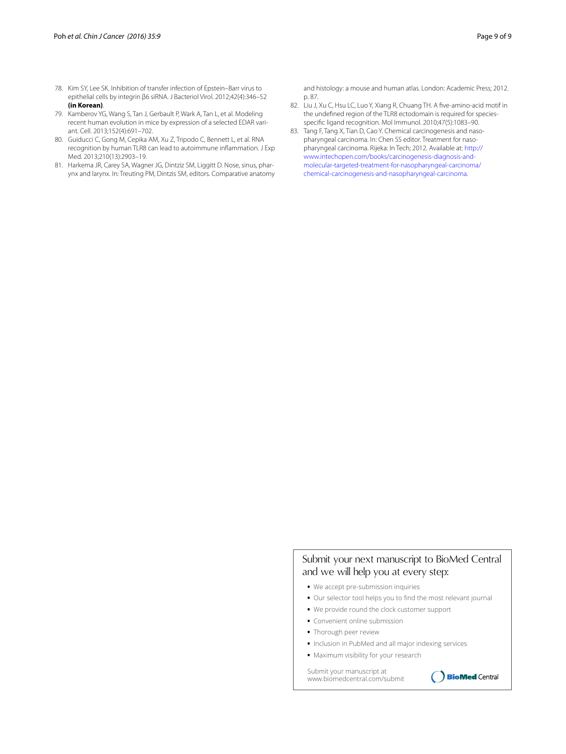78. Kim SY, Lee SK. Inhibition of transfer infection of Epstein–Barr virus to epithelial cells by integrin β6 siRNA. J Bacteriol Virol. 2012;42(4):346–52 **(in Korean)**.
79. Kamberov YG, Wang S, Tan J, Gerbault P, Wark A, Tan L, et al. Modeling recent human evolution in mice by expression of a selected EDAR variant. Cell. 2013;152(4):691–702.
80. Guiducci C, Gong M, Cepika AM, Xu Z, Tripodo C, Bennett L, et al. RNA recognition by human TLR8 can lead to autoimmune inflammation. J Exp Med. 2013;210(13):2903–19.
81. Harkema JR, Carey SA, Wagner JG, Dintziz SM, Liggitt D. Nose, sinus, pharynx and larynx. In: Treuting PM, Dintzis SM, editors. Comparative anatomy and histology: a mouse and human atlas. London: Academic Press; 2012. p. 87.
82. Liu J, Xu C, Hsu LC, Luo Y, Xiang R, Chuang TH. A five-amino-acid motif in the undefined region of the TLR8 ectodomain is required for species-specific ligand recognition. Mol Immunol. 2010;47(5):1083–90.
83. Tang F, Tang X, Tian D, Cao Y. Chemical carcinogenesis and nasopharyngeal carcinoma. In: Chen SS editor. Treatment for nasopharyngeal carcinoma. Rijeka: In Tech; 2012. Available at: http://www.intechopen.com/books/carcinogenesis-diagnosis-and-molecular-targeted-treatment-for-nasopharyngeal-carcinoma/chemical-carcinogenesis-and-nasopharyngeal-carcinoma.

Submit your next manuscript to BioMed Central and we will help you at every step:

- We accept pre-submission inquiries
- Our selector tool helps you to find the most relevant journal
- We provide round the clock customer support
- Convenient online submission
- Thorough peer review
- Inclusion in PubMed and all major indexing services
- Maximum visibility for your research

Submit your manuscript at www.biomedcentral.com/submit

BioMed Central